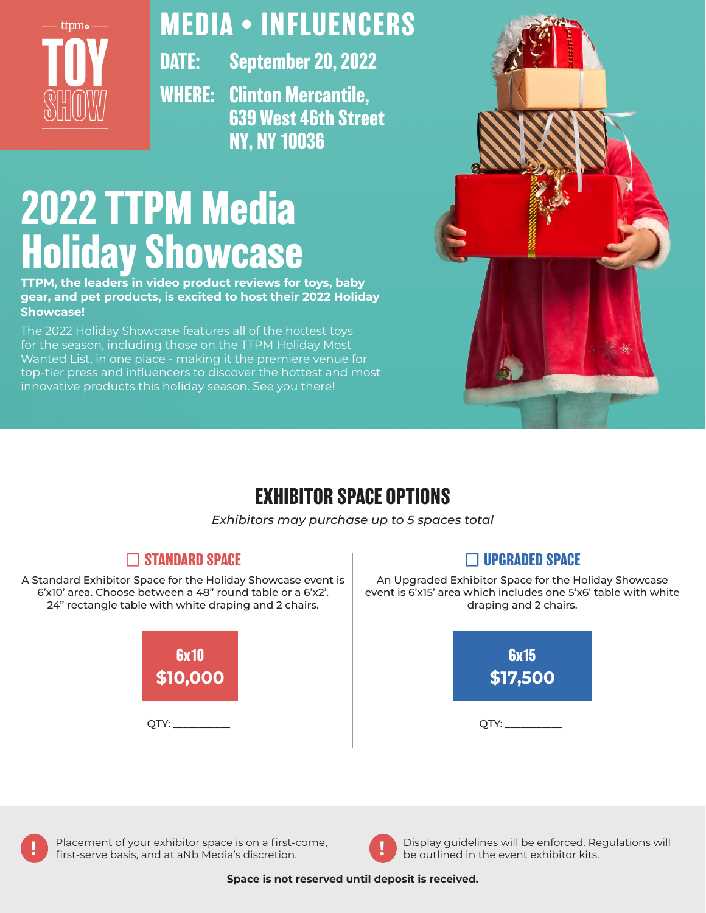ttpm TOY SHOW

# MEDIA • INFLUENCERS

**DATE:** September 20, 2022

**WHERE:** Clinton Mercantile, 639 West 46th Street NY, NY 10036

# 2022 TTPM Media Holiday Showcase

**TTPM, the leaders in video product reviews for toys, baby gear, and pet products, is excited to host their 2022 Holiday Showcase!**

The 2022 Holiday Showcase features all of the hottest toys for the season, including those on the TTPM Holiday Most Wanted List, in one place - making it the premiere venue for top-tier press and influencers to discover the hottest and most innovative products this holiday season. See you there!

## EXHIBITOR SPACE OPTIONS

*Exhibitors may purchase up to 5 spaces total*

### ☐ STANDARD SPACE

A Standard Exhibitor Space for the Holiday Showcase event is 6'x10' area. Choose between a 48" round table or a 6'x2'. 24" rectangle table with white draping and 2 chairs.

**6x10**
**$10,000**

QTY: __________

### ☐ UPGRADED SPACE

An Upgraded Exhibitor Space for the Holiday Showcase event is 6'x15' area which includes one 5'x6' table with white draping and 2 chairs.

**6x15**
**$17,500**

QTY: __________

! Placement of your exhibitor space is on a first-come, first-serve basis, and at aNb Media's discretion.

! Display guidelines will be enforced. Regulations will be outlined in the event exhibitor kits.

**Space is not reserved until deposit is received.**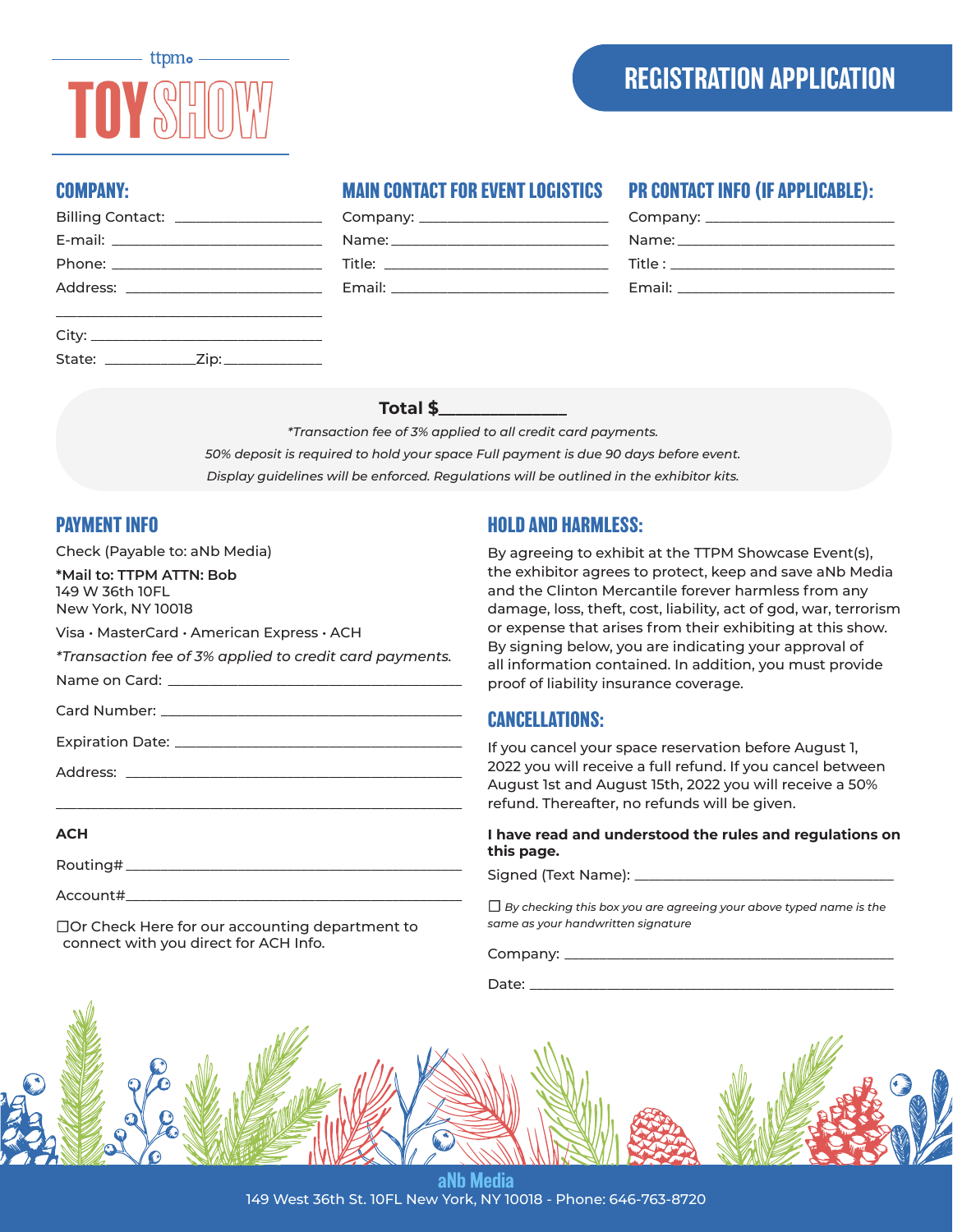ttpm

# TOY SHOW

## REGISTRATION APPLICATION

### COMPANY:

Billing Contact: ____________________

E-mail: ____________________________

Phone: ____________________________

Address: ___________________________

____________________________________

City: ______________________________

State: ____________Zip:_____________

### MAIN CONTACT FOR EVENT LOGISTICS

Company: __________________________

Name: _____________________________

Title: ______________________________

Email: _____________________________

### PR CONTACT INFO (IF APPLICABLE):

Company: __________________________

Name: _____________________________

Title : _____________________________

Email: _____________________________

**Total $______________**

*\*Transaction fee of 3% applied to all credit card payments.*

*50% deposit is required to hold your space Full payment is due 90 days before event.*

*Display guidelines will be enforced. Regulations will be outlined in the exhibitor kits.*

### PAYMENT INFO

Check (Payable to: aNb Media)

**\*Mail to: TTPM ATTN: Bob**
149 W 36th 10FL
New York, NY 10018

Visa • MasterCard • American Express • ACH

*\*Transaction fee of 3% applied to credit card payments.*

Name on Card: _______________________________________

Card Number: ________________________________________

Expiration Date: ______________________________________

Address: ____________________________________________

_____________________________________________________

**ACH**

Routing#_____________________________________________

Account#_____________________________________________

☐Or Check Here for our accounting department to connect with you direct for ACH Info.

### HOLD AND HARMLESS:

By agreeing to exhibit at the TTPM Showcase Event(s), the exhibitor agrees to protect, keep and save aNb Media and the Clinton Mercantile forever harmless from any damage, loss, theft, cost, liability, act of god, war, terrorism or expense that arises from their exhibiting at this show. By signing below, you are indicating your approval of all information contained. In addition, you must provide proof of liability insurance coverage.

### CANCELLATIONS:

If you cancel your space reservation before August 1, 2022 you will receive a full refund. If you cancel between August 1st and August 15th, 2022 you will receive a 50% refund. Thereafter, no refunds will be given.

**I have read and understood the rules and regulations on this page.**

Signed (Text Name): ______________________________

☐ *By checking this box you are agreeing your above typed name is the same as your handwritten signature*

Company: ______________________________________

Date: _________________________________________

aNb Media
149 West 36th St. 10FL New York, NY 10018 - Phone: 646-763-8720